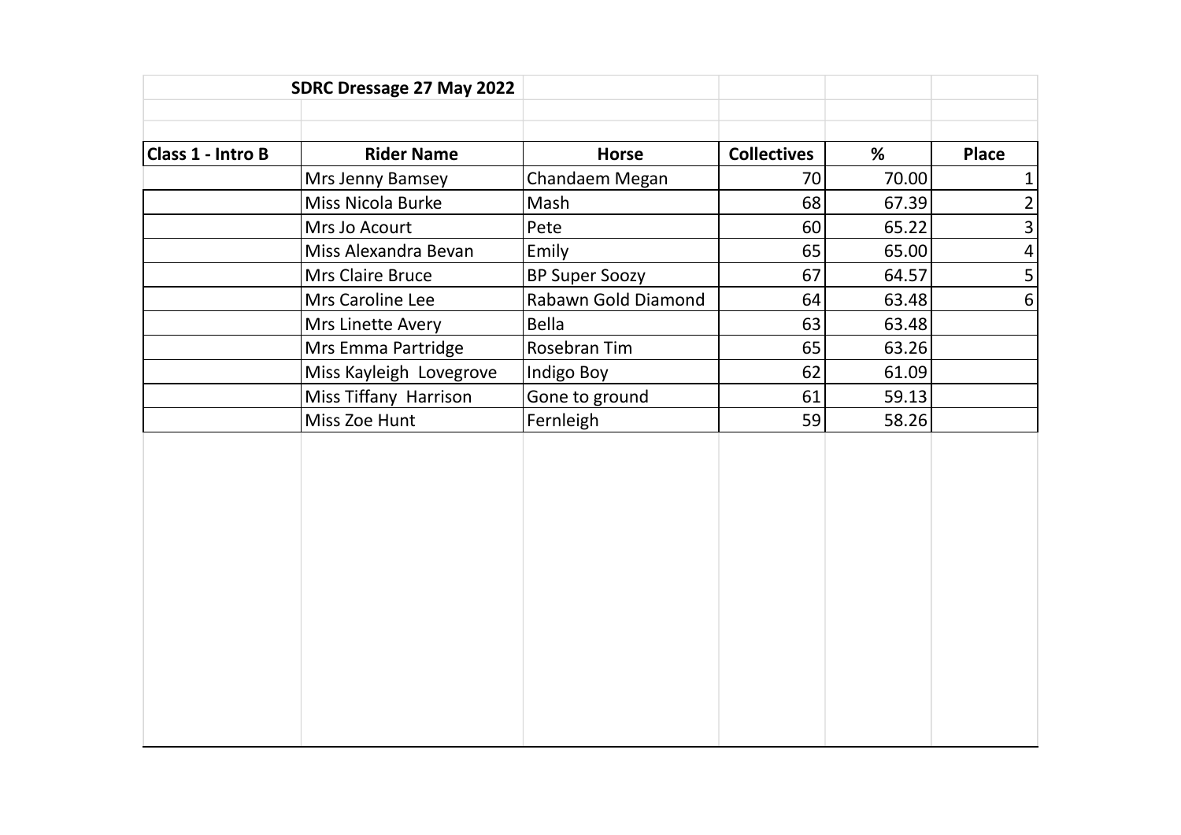## SDRC Dressage 27 May 2022

| Class 1 - Intro B | Rider Name | Horse | Collectives | % | Place |
|---|---|---|---|---|---|
| | Mrs Jenny Bamsey | Chandaem Megan | 70 | 70.00 | 1 |
| | Miss Nicola Burke | Mash | 68 | 67.39 | 2 |
| | Mrs Jo Acourt | Pete | 60 | 65.22 | 3 |
| | Miss Alexandra Bevan | Emily | 65 | 65.00 | 4 |
| | Mrs Claire Bruce | BP Super Soozy | 67 | 64.57 | 5 |
| | Mrs Caroline Lee | Rabawn Gold Diamond | 64 | 63.48 | 6 |
| | Mrs Linette Avery | Bella | 63 | 63.48 | |
| | Mrs Emma Partridge | Rosebran Tim | 65 | 63.26 | |
| | Miss Kayleigh Lovegrove | Indigo Boy | 62 | 61.09 | |
| | Miss Tiffany Harrison | Gone to ground | 61 | 59.13 | |
| | Miss Zoe Hunt | Fernleigh | 59 | 58.26 | |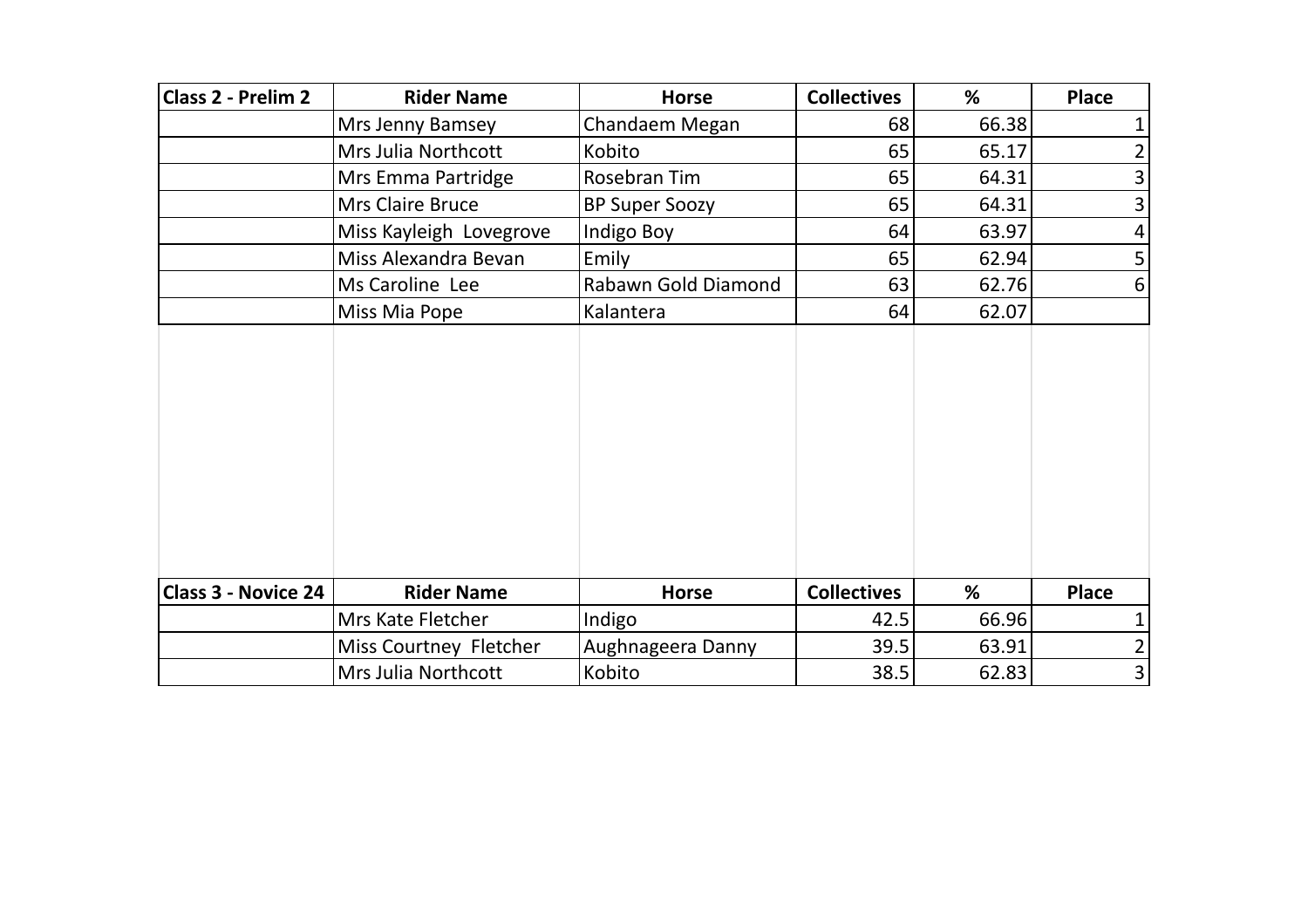| Class 2 - Prelim 2 | Rider Name | Horse | Collectives | % | Place |
|---|---|---|---|---|---|
| | Mrs Jenny Bamsey | Chandaem Megan | 68 | 66.38 | 1 |
| | Mrs Julia Northcott | Kobito | 65 | 65.17 | 2 |
| | Mrs Emma Partridge | Rosebran Tim | 65 | 64.31 | 3 |
| | Mrs Claire Bruce | BP Super Soozy | 65 | 64.31 | 3 |
| | Miss Kayleigh Lovegrove | Indigo Boy | 64 | 63.97 | 4 |
| | Miss Alexandra Bevan | Emily | 65 | 62.94 | 5 |
| | Ms Caroline Lee | Rabawn Gold Diamond | 63 | 62.76 | 6 |
| | Miss Mia Pope | Kalantera | 64 | 62.07 | |

| Class 3 - Novice 24 | Rider Name | Horse | Collectives | % | Place |
|---|---|---|---|---|---|
| | Mrs Kate Fletcher | Indigo | 42.5 | 66.96 | 1 |
| | Miss Courtney Fletcher | Aughnageera Danny | 39.5 | 63.91 | 2 |
| | Mrs Julia Northcott | Kobito | 38.5 | 62.83 | 3 |